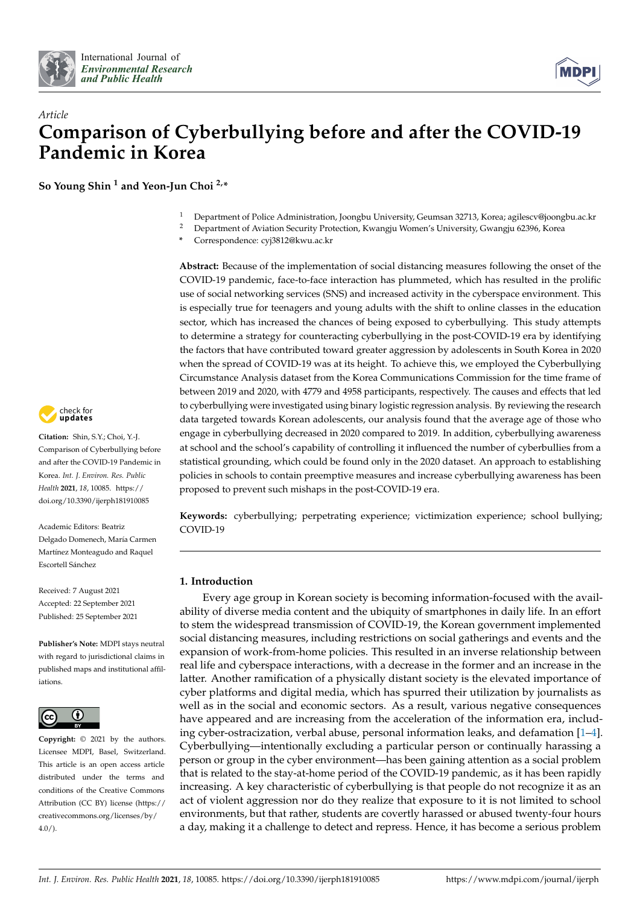*Article*

# Comparison of Cyberbullying before and after the COVID-19 Pandemic in Korea

**So Young Shin [1] and Yeon-Jun Choi [2,*]**

[1] Department of Police Administration, Joongbu University, Geumsan 32713, Korea; agilescv@joongbu.ac.kr
[2] Department of Aviation Security Protection, Kwangju Women's University, Gwangju 62396, Korea
\* Correspondence: cyj3812@kwu.ac.kr

**Abstract:** Because of the implementation of social distancing measures following the onset of the COVID-19 pandemic, face-to-face interaction has plummeted, which has resulted in the prolific use of social networking services (SNS) and increased activity in the cyberspace environment. This is especially true for teenagers and young adults with the shift to online classes in the education sector, which has increased the chances of being exposed to cyberbullying. This study attempts to determine a strategy for counteracting cyberbullying in the post-COVID-19 era by identifying the factors that have contributed toward greater aggression by adolescents in South Korea in 2020 when the spread of COVID-19 was at its height. To achieve this, we employed the Cyberbullying Circumstance Analysis dataset from the Korea Communications Commission for the time frame of between 2019 and 2020, with 4779 and 4958 participants, respectively. The causes and effects that led to cyberbullying were investigated using binary logistic regression analysis. By reviewing the research data targeted towards Korean adolescents, our analysis found that the average age of those who engage in cyberbullying decreased in 2020 compared to 2019. In addition, cyberbullying awareness at school and the school's capability of controlling it influenced the number of cyberbullies from a statistical grounding, which could be found only in the 2020 dataset. An approach to establishing policies in schools to contain preemptive measures and increase cyberbullying awareness has been proposed to prevent such mishaps in the post-COVID-19 era.

**Keywords:** cyberbullying; perpetrating experience; victimization experience; school bullying; COVID-19

**Citation:** Shin, S.Y.; Choi, Y.-J. Comparison of Cyberbullying before and after the COVID-19 Pandemic in Korea. *Int. J. Environ. Res. Public Health* **2021**, *18*, 10085. https://doi.org/10.3390/ijerph181910085

Academic Editors: Beatriz Delgado Domenech, María Carmen Martínez Monteagudo and Raquel Escortell Sánchez

Received: 7 August 2021
Accepted: 22 September 2021
Published: 25 September 2021

**Publisher's Note:** MDPI stays neutral with regard to jurisdictional claims in published maps and institutional affiliations.

**Copyright:** © 2021 by the authors. Licensee MDPI, Basel, Switzerland. This article is an open access article distributed under the terms and conditions of the Creative Commons Attribution (CC BY) license (https://creativecommons.org/licenses/by/4.0/).

## 1. Introduction

Every age group in Korean society is becoming information-focused with the availability of diverse media content and the ubiquity of smartphones in daily life. In an effort to stem the widespread transmission of COVID-19, the Korean government implemented social distancing measures, including restrictions on social gatherings and events and the expansion of work-from-home policies. This resulted in an inverse relationship between real life and cyberspace interactions, with a decrease in the former and an increase in the latter. Another ramification of a physically distant society is the elevated importance of cyber platforms and digital media, which has spurred their utilization by journalists as well as in the social and economic sectors. As a result, various negative consequences have appeared and are increasing from the acceleration of the information era, including cyber-ostracization, verbal abuse, personal information leaks, and defamation [1–4]. Cyberbullying—intentionally excluding a particular person or continually harassing a person or group in the cyber environment—has been gaining attention as a social problem that is related to the stay-at-home period of the COVID-19 pandemic, as it has been rapidly increasing. A key characteristic of cyberbullying is that people do not recognize it as an act of violent aggression nor do they realize that exposure to it is not limited to school environments, but that rather, students are covertly harassed or abused twenty-four hours a day, making it a challenge to detect and repress. Hence, it has become a serious problem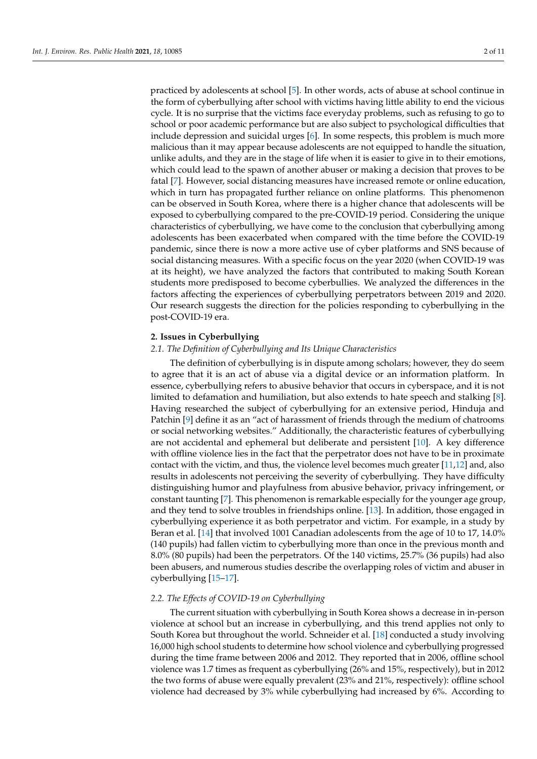practiced by adolescents at school [5]. In other words, acts of abuse at school continue in the form of cyberbullying after school with victims having little ability to end the vicious cycle. It is no surprise that the victims face everyday problems, such as refusing to go to school or poor academic performance but are also subject to psychological difficulties that include depression and suicidal urges [6]. In some respects, this problem is much more malicious than it may appear because adolescents are not equipped to handle the situation, unlike adults, and they are in the stage of life when it is easier to give in to their emotions, which could lead to the spawn of another abuser or making a decision that proves to be fatal [7]. However, social distancing measures have increased remote or online education, which in turn has propagated further reliance on online platforms. This phenomenon can be observed in South Korea, where there is a higher chance that adolescents will be exposed to cyberbullying compared to the pre-COVID-19 period. Considering the unique characteristics of cyberbullying, we have come to the conclusion that cyberbullying among adolescents has been exacerbated when compared with the time before the COVID-19 pandemic, since there is now a more active use of cyber platforms and SNS because of social distancing measures. With a specific focus on the year 2020 (when COVID-19 was at its height), we have analyzed the factors that contributed to making South Korean students more predisposed to become cyberbullies. We analyzed the differences in the factors affecting the experiences of cyberbullying perpetrators between 2019 and 2020. Our research suggests the direction for the policies responding to cyberbullying in the post-COVID-19 era.

## 2. Issues in Cyberbullying

### 2.1. The Definition of Cyberbullying and Its Unique Characteristics

The definition of cyberbullying is in dispute among scholars; however, they do seem to agree that it is an act of abuse via a digital device or an information platform. In essence, cyberbullying refers to abusive behavior that occurs in cyberspace, and it is not limited to defamation and humiliation, but also extends to hate speech and stalking [8]. Having researched the subject of cyberbullying for an extensive period, Hinduja and Patchin [9] define it as an "act of harassment of friends through the medium of chatrooms or social networking websites." Additionally, the characteristic features of cyberbullying are not accidental and ephemeral but deliberate and persistent [10]. A key difference with offline violence lies in the fact that the perpetrator does not have to be in proximate contact with the victim, and thus, the violence level becomes much greater [11,12] and, also results in adolescents not perceiving the severity of cyberbullying. They have difficulty distinguishing humor and playfulness from abusive behavior, privacy infringement, or constant taunting [7]. This phenomenon is remarkable especially for the younger age group, and they tend to solve troubles in friendships online. [13]. In addition, those engaged in cyberbullying experience it as both perpetrator and victim. For example, in a study by Beran et al. [14] that involved 1001 Canadian adolescents from the age of 10 to 17, 14.0% (140 pupils) had fallen victim to cyberbullying more than once in the previous month and 8.0% (80 pupils) had been the perpetrators. Of the 140 victims, 25.7% (36 pupils) had also been abusers, and numerous studies describe the overlapping roles of victim and abuser in cyberbullying [15–17].

### 2.2. The Effects of COVID-19 on Cyberbullying

The current situation with cyberbullying in South Korea shows a decrease in in-person violence at school but an increase in cyberbullying, and this trend applies not only to South Korea but throughout the world. Schneider et al. [18] conducted a study involving 16,000 high school students to determine how school violence and cyberbullying progressed during the time frame between 2006 and 2012. They reported that in 2006, offline school violence was 1.7 times as frequent as cyberbullying (26% and 15%, respectively), but in 2012 the two forms of abuse were equally prevalent (23% and 21%, respectively): offline school violence had decreased by 3% while cyberbullying had increased by 6%. According to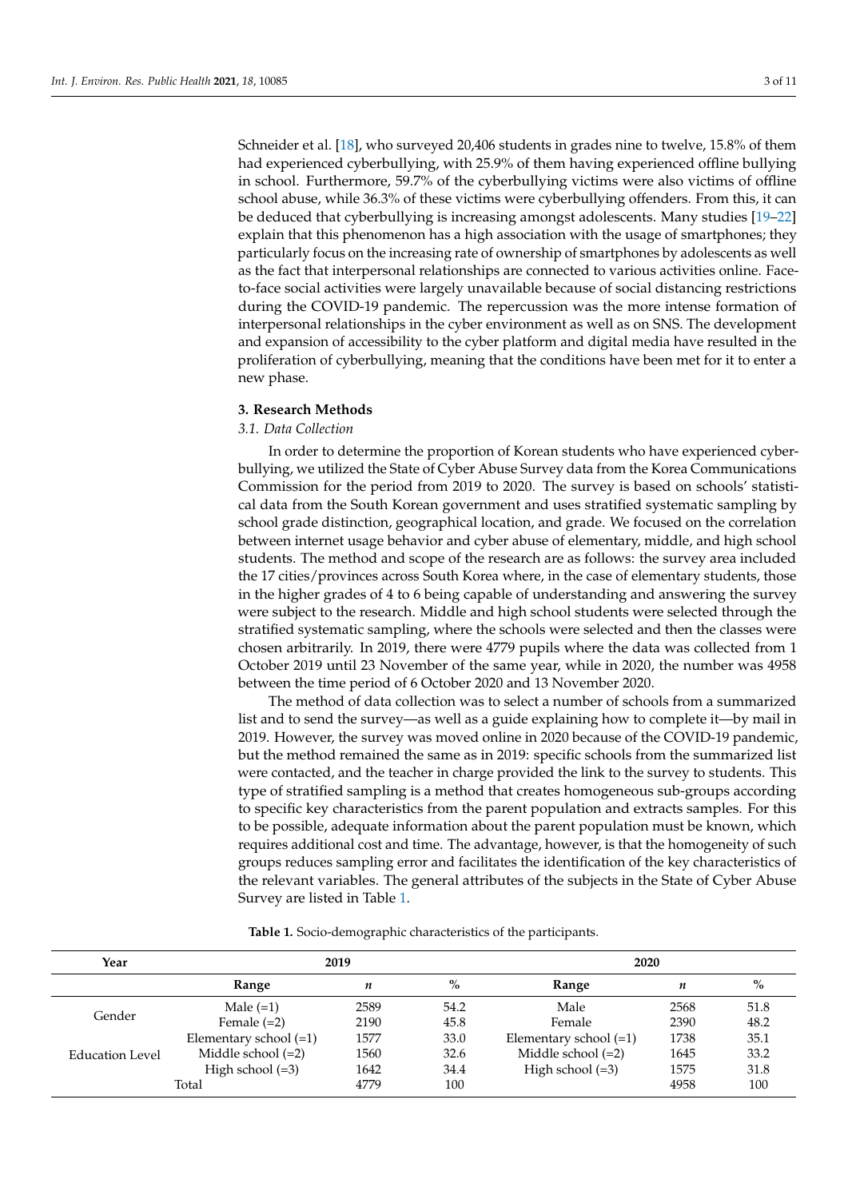Schneider et al. [18], who surveyed 20,406 students in grades nine to twelve, 15.8% of them had experienced cyberbullying, with 25.9% of them having experienced offline bullying in school. Furthermore, 59.7% of the cyberbullying victims were also victims of offline school abuse, while 36.3% of these victims were cyberbullying offenders. From this, it can be deduced that cyberbullying is increasing amongst adolescents. Many studies [19–22] explain that this phenomenon has a high association with the usage of smartphones; they particularly focus on the increasing rate of ownership of smartphones by adolescents as well as the fact that interpersonal relationships are connected to various activities online. Face-to-face social activities were largely unavailable because of social distancing restrictions during the COVID-19 pandemic. The repercussion was the more intense formation of interpersonal relationships in the cyber environment as well as on SNS. The development and expansion of accessibility to the cyber platform and digital media have resulted in the proliferation of cyberbullying, meaning that the conditions have been met for it to enter a new phase.

## 3. Research Methods

### 3.1. Data Collection

In order to determine the proportion of Korean students who have experienced cyberbullying, we utilized the State of Cyber Abuse Survey data from the Korea Communications Commission for the period from 2019 to 2020. The survey is based on schools' statistical data from the South Korean government and uses stratified systematic sampling by school grade distinction, geographical location, and grade. We focused on the correlation between internet usage behavior and cyber abuse of elementary, middle, and high school students. The method and scope of the research are as follows: the survey area included the 17 cities/provinces across South Korea where, in the case of elementary students, those in the higher grades of 4 to 6 being capable of understanding and answering the survey were subject to the research. Middle and high school students were selected through the stratified systematic sampling, where the schools were selected and then the classes were chosen arbitrarily. In 2019, there were 4779 pupils where the data was collected from 1 October 2019 until 23 November of the same year, while in 2020, the number was 4958 between the time period of 6 October 2020 and 13 November 2020.

The method of data collection was to select a number of schools from a summarized list and to send the survey—as well as a guide explaining how to complete it—by mail in 2019. However, the survey was moved online in 2020 because of the COVID-19 pandemic, but the method remained the same as in 2019: specific schools from the summarized list were contacted, and the teacher in charge provided the link to the survey to students. This type of stratified sampling is a method that creates homogeneous sub-groups according to specific key characteristics from the parent population and extracts samples. For this to be possible, adequate information about the parent population must be known, which requires additional cost and time. The advantage, however, is that the homogeneity of such groups reduces sampling error and facilitates the identification of the key characteristics of the relevant variables. The general attributes of the subjects in the State of Cyber Abuse Survey are listed in Table 1.

**Table 1.** Socio-demographic characteristics of the participants.

| Year | 2019 | | | 2020 | | |
|---|---|---|---|---|---|---|
| | Range | *n* | % | Range | *n* | % |
| Gender | Male (=1) | 2589 | 54.2 | Male | 2568 | 51.8 |
| | Female (=2) | 2190 | 45.8 | Female | 2390 | 48.2 |
| Education Level | Elementary school (=1) | 1577 | 33.0 | Elementary school (=1) | 1738 | 35.1 |
| | Middle school (=2) | 1560 | 32.6 | Middle school (=2) | 1645 | 33.2 |
| | High school (=3) | 1642 | 34.4 | High school (=3) | 1575 | 31.8 |
| | Total | 4779 | 100 | | 4958 | 100 |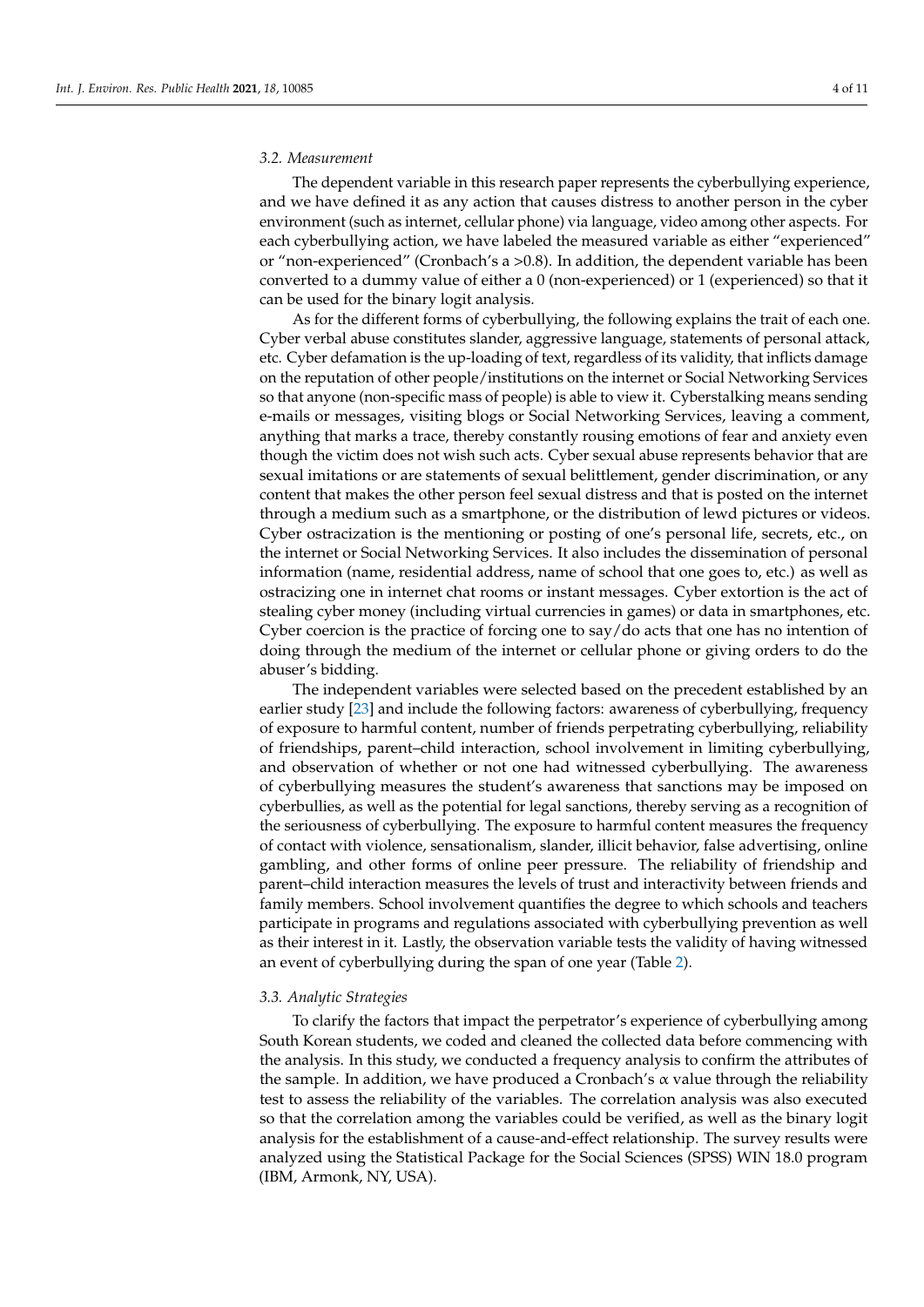### 3.2. Measurement

The dependent variable in this research paper represents the cyberbullying experience, and we have defined it as any action that causes distress to another person in the cyber environment (such as internet, cellular phone) via language, video among other aspects. For each cyberbullying action, we have labeled the measured variable as either "experienced" or "non-experienced" (Cronbach's a >0.8). In addition, the dependent variable has been converted to a dummy value of either a 0 (non-experienced) or 1 (experienced) so that it can be used for the binary logit analysis.

As for the different forms of cyberbullying, the following explains the trait of each one. Cyber verbal abuse constitutes slander, aggressive language, statements of personal attack, etc. Cyber defamation is the up-loading of text, regardless of its validity, that inflicts damage on the reputation of other people/institutions on the internet or Social Networking Services so that anyone (non-specific mass of people) is able to view it. Cyberstalking means sending e-mails or messages, visiting blogs or Social Networking Services, leaving a comment, anything that marks a trace, thereby constantly rousing emotions of fear and anxiety even though the victim does not wish such acts. Cyber sexual abuse represents behavior that are sexual imitations or are statements of sexual belittlement, gender discrimination, or any content that makes the other person feel sexual distress and that is posted on the internet through a medium such as a smartphone, or the distribution of lewd pictures or videos. Cyber ostracization is the mentioning or posting of one's personal life, secrets, etc., on the internet or Social Networking Services. It also includes the dissemination of personal information (name, residential address, name of school that one goes to, etc.) as well as ostracizing one in internet chat rooms or instant messages. Cyber extortion is the act of stealing cyber money (including virtual currencies in games) or data in smartphones, etc. Cyber coercion is the practice of forcing one to say/do acts that one has no intention of doing through the medium of the internet or cellular phone or giving orders to do the abuser's bidding.

The independent variables were selected based on the precedent established by an earlier study [23] and include the following factors: awareness of cyberbullying, frequency of exposure to harmful content, number of friends perpetrating cyberbullying, reliability of friendships, parent–child interaction, school involvement in limiting cyberbullying, and observation of whether or not one had witnessed cyberbullying. The awareness of cyberbullying measures the student's awareness that sanctions may be imposed on cyberbullies, as well as the potential for legal sanctions, thereby serving as a recognition of the seriousness of cyberbullying. The exposure to harmful content measures the frequency of contact with violence, sensationalism, slander, illicit behavior, false advertising, online gambling, and other forms of online peer pressure. The reliability of friendship and parent–child interaction measures the levels of trust and interactivity between friends and family members. School involvement quantifies the degree to which schools and teachers participate in programs and regulations associated with cyberbullying prevention as well as their interest in it. Lastly, the observation variable tests the validity of having witnessed an event of cyberbullying during the span of one year (Table 2).

### 3.3. Analytic Strategies

To clarify the factors that impact the perpetrator's experience of cyberbullying among South Korean students, we coded and cleaned the collected data before commencing with the analysis. In this study, we conducted a frequency analysis to confirm the attributes of the sample. In addition, we have produced a Cronbach's $\alpha$ value through the reliability test to assess the reliability of the variables. The correlation analysis was also executed so that the correlation among the variables could be verified, as well as the binary logit analysis for the establishment of a cause-and-effect relationship. The survey results were analyzed using the Statistical Package for the Social Sciences (SPSS) WIN 18.0 program (IBM, Armonk, NY, USA).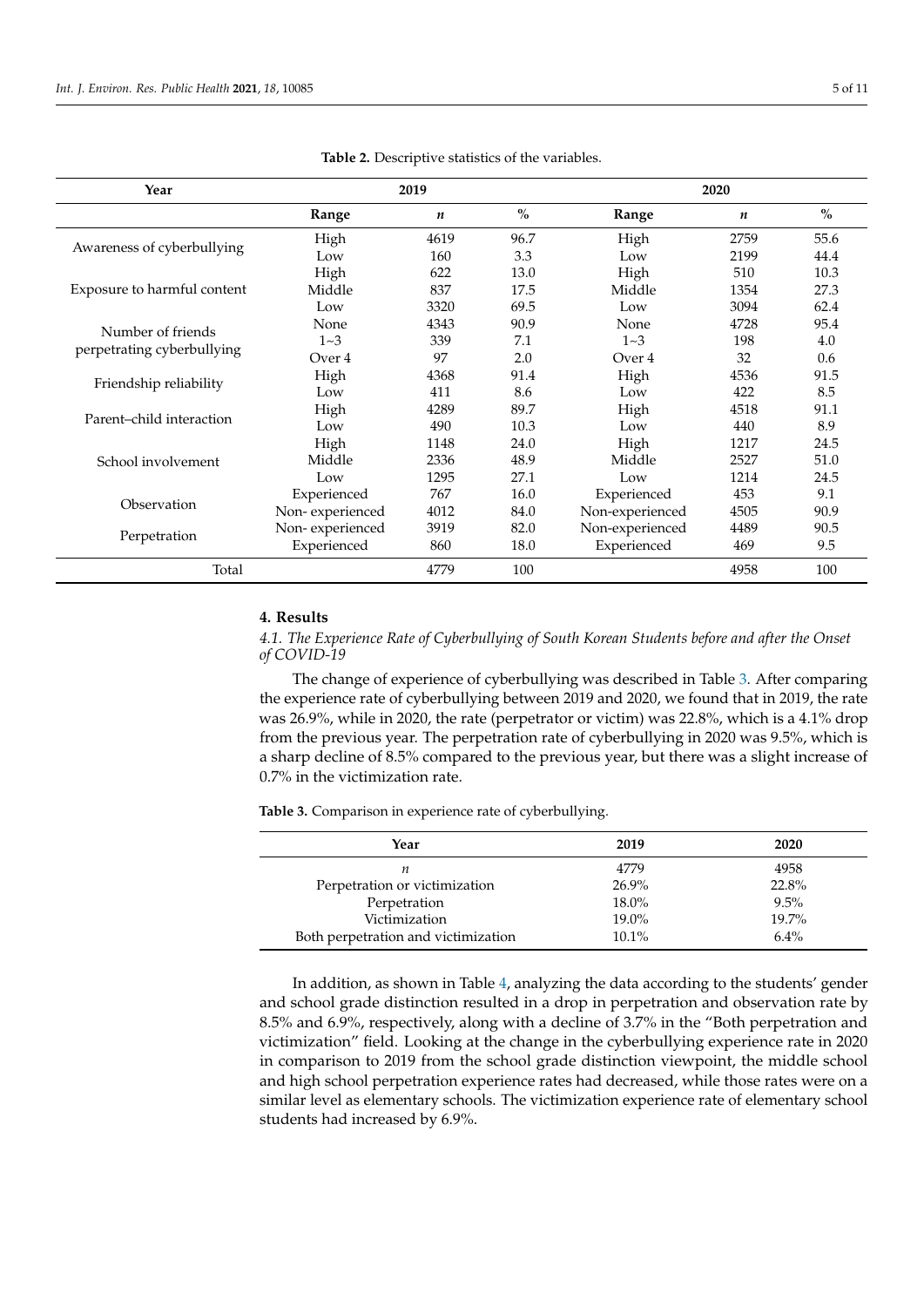**Table 2.** Descriptive statistics of the variables.

| Year | 2019 | | | 2020 | | |
|---|---|---|---|---|---|---|
| | **Range** | ***n*** | **%** | **Range** | ***n*** | **%** |
| Awareness of cyberbullying | High | 4619 | 96.7 | High | 2759 | 55.6 |
| | Low | 160 | 3.3 | Low | 2199 | 44.4 |
| Exposure to harmful content | High | 622 | 13.0 | High | 510 | 10.3 |
| | Middle | 837 | 17.5 | Middle | 1354 | 27.3 |
| | Low | 3320 | 69.5 | Low | 3094 | 62.4 |
| Number of friends perpetrating cyberbullying | None | 4343 | 90.9 | None | 4728 | 95.4 |
| | 1~3 | 339 | 7.1 | 1~3 | 198 | 4.0 |
| | Over 4 | 97 | 2.0 | Over 4 | 32 | 0.6 |
| Friendship reliability | High | 4368 | 91.4 | High | 4536 | 91.5 |
| | Low | 411 | 8.6 | Low | 422 | 8.5 |
| Parent–child interaction | High | 4289 | 89.7 | High | 4518 | 91.1 |
| | Low | 490 | 10.3 | Low | 440 | 8.9 |
| School involvement | High | 1148 | 24.0 | High | 1217 | 24.5 |
| | Middle | 2336 | 48.9 | Middle | 2527 | 51.0 |
| | Low | 1295 | 27.1 | Low | 1214 | 24.5 |
| Observation | Experienced | 767 | 16.0 | Experienced | 453 | 9.1 |
| | Non- experienced | 4012 | 84.0 | Non-experienced | 4505 | 90.9 |
| Perpetration | Non- experienced | 3919 | 82.0 | Non-experienced | 4489 | 90.5 |
| | Experienced | 860 | 18.0 | Experienced | 469 | 9.5 |
| Total | | 4779 | 100 | | 4958 | 100 |

## 4. Results

### *4.1. The Experience Rate of Cyberbullying of South Korean Students before and after the Onset of COVID-19*

The change of experience of cyberbullying was described in Table 3. After comparing the experience rate of cyberbullying between 2019 and 2020, we found that in 2019, the rate was 26.9%, while in 2020, the rate (perpetrator or victim) was 22.8%, which is a 4.1% drop from the previous year. The perpetration rate of cyberbullying in 2020 was 9.5%, which is a sharp decline of 8.5% compared to the previous year, but there was a slight increase of 0.7% in the victimization rate.

**Table 3.** Comparison in experience rate of cyberbullying.

| Year | 2019 | 2020 |
|---|---|---|
| *n* | 4779 | 4958 |
| Perpetration or victimization | 26.9% | 22.8% |
| Perpetration | 18.0% | 9.5% |
| Victimization | 19.0% | 19.7% |
| Both perpetration and victimization | 10.1% | 6.4% |

In addition, as shown in Table 4, analyzing the data according to the students' gender and school grade distinction resulted in a drop in perpetration and observation rate by 8.5% and 6.9%, respectively, along with a decline of 3.7% in the "Both perpetration and victimization" field. Looking at the change in the cyberbullying experience rate in 2020 in comparison to 2019 from the school grade distinction viewpoint, the middle school and high school perpetration experience rates had decreased, while those rates were on a similar level as elementary schools. The victimization experience rate of elementary school students had increased by 6.9%.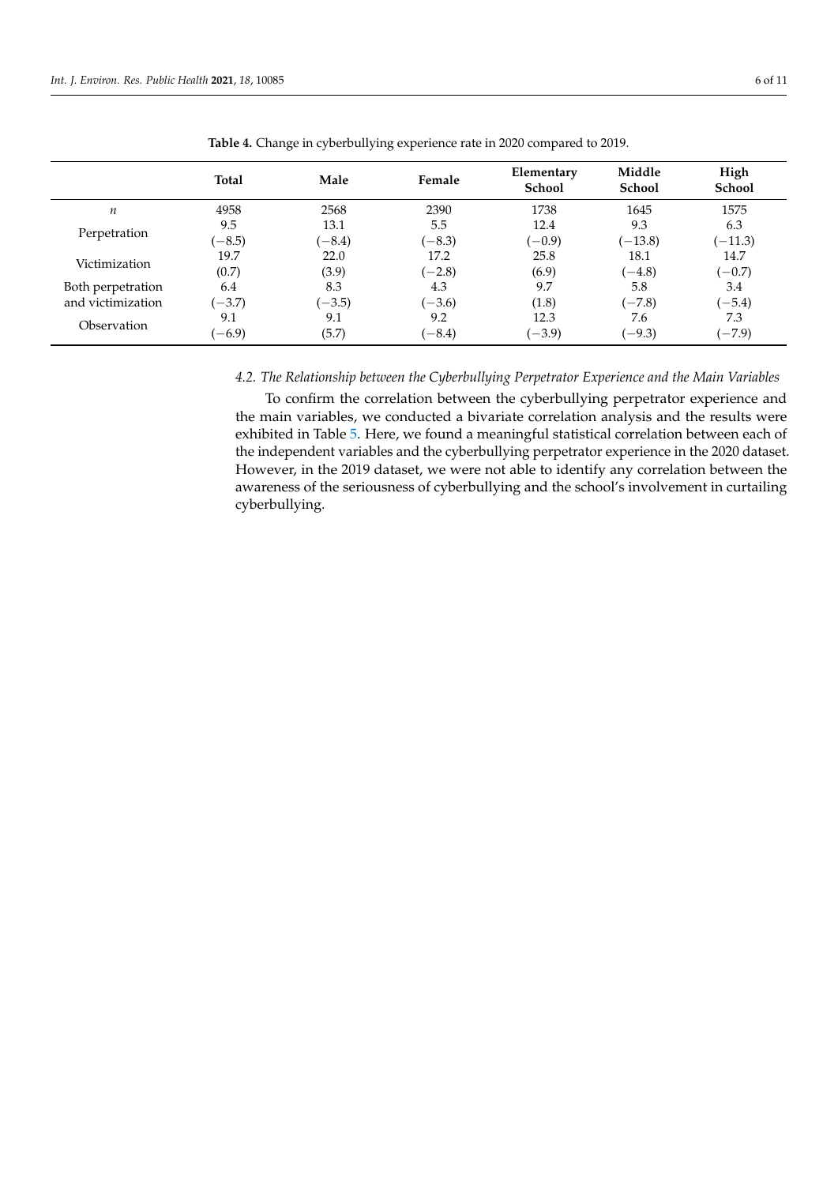**Table 4.** Change in cyberbullying experience rate in 2020 compared to 2019.

| | Total | Male | Female | Elementary School | Middle School | High School |
|---|---|---|---|---|---|---|
| $n$ | 4958 | 2568 | 2390 | 1738 | 1645 | 1575 |
| Perpetration | 9.5 (−8.5) | 13.1 (−8.4) | 5.5 (−8.3) | 12.4 (−0.9) | 9.3 (−13.8) | 6.3 (−11.3) |
| Victimization | 19.7 (0.7) | 22.0 (3.9) | 17.2 (−2.8) | 25.8 (6.9) | 18.1 (−4.8) | 14.7 (−0.7) |
| Both perpetration and victimization | 6.4 (−3.7) | 8.3 (−3.5) | 4.3 (−3.6) | 9.7 (1.8) | 5.8 (−7.8) | 3.4 (−5.4) |
| Observation | 9.1 (−6.9) | 9.1 (5.7) | 9.2 (−8.4) | 12.3 (−3.9) | 7.6 (−9.3) | 7.3 (−7.9) |

### *4.2. The Relationship between the Cyberbullying Perpetrator Experience and the Main Variables*

To confirm the correlation between the cyberbullying perpetrator experience and the main variables, we conducted a bivariate correlation analysis and the results were exhibited in Table 5. Here, we found a meaningful statistical correlation between each of the independent variables and the cyberbullying perpetrator experience in the 2020 dataset. However, in the 2019 dataset, we were not able to identify any correlation between the awareness of the seriousness of cyberbullying and the school's involvement in curtailing cyberbullying.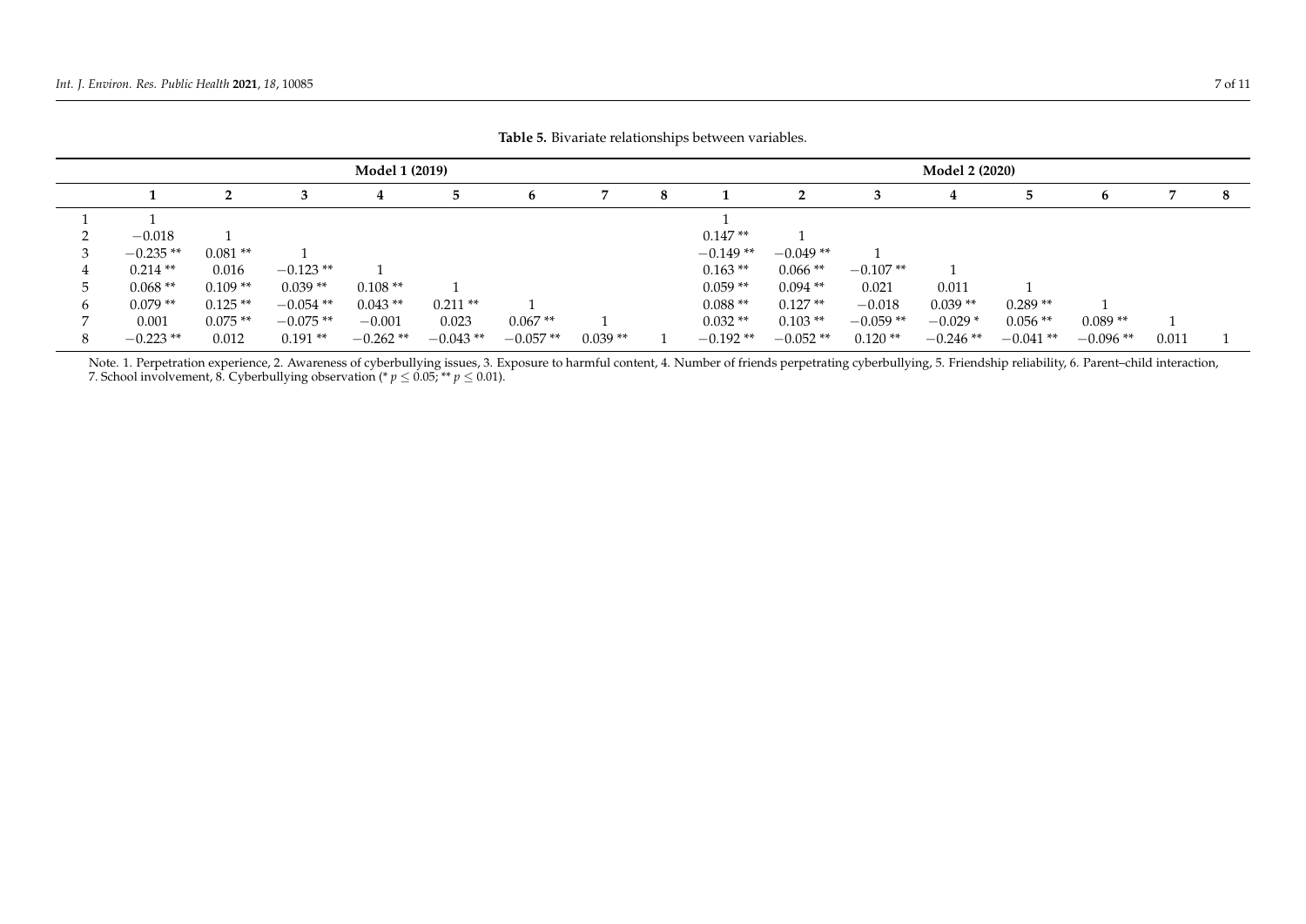**Table 5.** Bivariate relationships between variables.

| | Model 1 (2019) | | | | | | | | Model 2 (2020) | | | | | | | |
|---|---|---|---|---|---|---|---|---|---|---|---|---|---|---|---|---|
| | 1 | 2 | 3 | 4 | 5 | 6 | 7 | 8 | 1 | 2 | 3 | 4 | 5 | 6 | 7 | 8 |
| 1 | 1 | | | | | | | | 1 | | | | | | | |
| 2 | −0.018 | 1 | | | | | | | 0.147 ** | 1 | | | | | | |
| 3 | −0.235 ** | 0.081 ** | 1 | | | | | | −0.149 ** | −0.049 ** | 1 | | | | | |
| 4 | 0.214 ** | 0.016 | −0.123 ** | 1 | | | | | 0.163 ** | 0.066 ** | −0.107 ** | 1 | | | | |
| 5 | 0.068 ** | 0.109 ** | 0.039 ** | 0.108 ** | 1 | | | | 0.059 ** | 0.094 ** | 0.021 | 0.011 | 1 | | | |
| 6 | 0.079 ** | 0.125 ** | −0.054 ** | 0.043 ** | 0.211 ** | 1 | | | 0.088 ** | 0.127 ** | −0.018 | 0.039 ** | 0.289 ** | 1 | | |
| 7 | 0.001 | 0.075 ** | −0.075 ** | −0.001 | 0.023 | 0.067 ** | 1 | | 0.032 ** | 0.103 ** | −0.059 ** | −0.029 * | 0.056 ** | 0.089 ** | 1 | |
| 8 | −0.223 ** | 0.012 | 0.191 ** | −0.262 ** | −0.043 ** | −0.057 ** | 0.039 ** | 1 | −0.192 ** | −0.052 ** | 0.120 ** | −0.246 ** | −0.041 ** | −0.096 ** | 0.011 | 1 |

Note. 1. Perpetration experience, 2. Awareness of cyberbullying issues, 3. Exposure to harmful content, 4. Number of friends perpetrating cyberbullying, 5. Friendship reliability, 6. Parent–child interaction, 7. School involvement, 8. Cyberbullying observation (* $p \leq 0.05$; ** $p \leq 0.01$).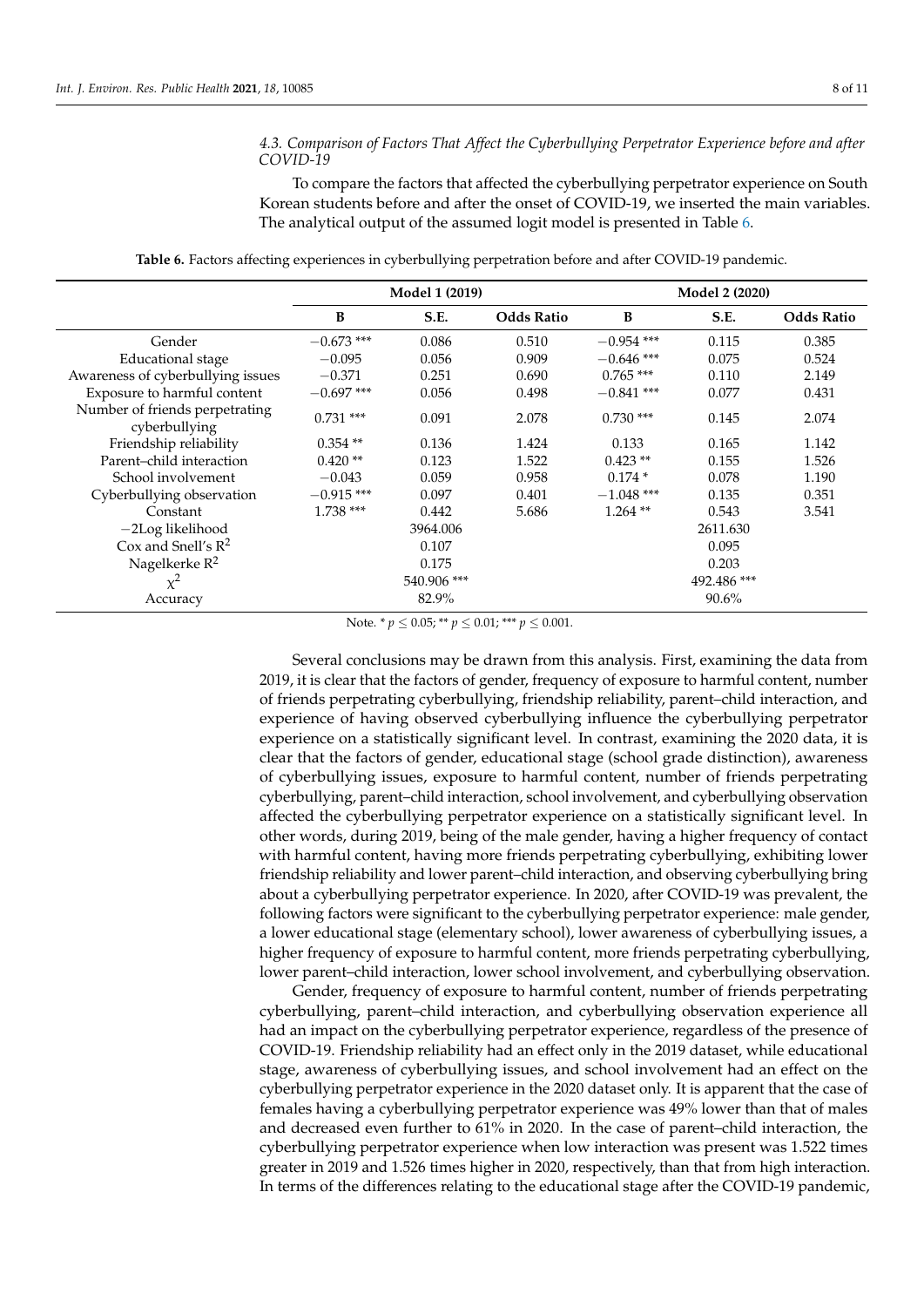### 4.3. Comparison of Factors That Affect the Cyberbullying Perpetrator Experience before and after COVID-19

To compare the factors that affected the cyberbullying perpetrator experience on South Korean students before and after the onset of COVID-19, we inserted the main variables. The analytical output of the assumed logit model is presented in Table 6.

**Table 6.** Factors affecting experiences in cyberbullying perpetration before and after COVID-19 pandemic.

| | Model 1 (2019) | | | Model 2 (2020) | | |
|---|---|---|---|---|---|---|
| | **B** | **S.E.** | **Odds Ratio** | **B** | **S.E.** | **Odds Ratio** |
| Gender | −0.673 *** | 0.086 | 0.510 | −0.954 *** | 0.115 | 0.385 |
| Educational stage | −0.095 | 0.056 | 0.909 | −0.646 *** | 0.075 | 0.524 |
| Awareness of cyberbullying issues | −0.371 | 0.251 | 0.690 | 0.765 *** | 0.110 | 2.149 |
| Exposure to harmful content | −0.697 *** | 0.056 | 0.498 | −0.841 *** | 0.077 | 0.431 |
| Number of friends perpetrating cyberbullying | 0.731 *** | 0.091 | 2.078 | 0.730 *** | 0.145 | 2.074 |
| Friendship reliability | 0.354 ** | 0.136 | 1.424 | 0.133 | 0.165 | 1.142 |
| Parent–child interaction | 0.420 ** | 0.123 | 1.522 | 0.423 ** | 0.155 | 1.526 |
| School involvement | −0.043 | 0.059 | 0.958 | 0.174 * | 0.078 | 1.190 |
| Cyberbullying observation | −0.915 *** | 0.097 | 0.401 | −1.048 *** | 0.135 | 0.351 |
| Constant | 1.738 *** | 0.442 | 5.686 | 1.264 ** | 0.543 | 3.541 |
| −2Log likelihood | | 3964.006 | | | 2611.630 | |
| Cox and Snell's $R^2$ | | 0.107 | | | 0.095 | |
| Nagelkerke $R^2$ | | 0.175 | | | 0.203 | |
| $\chi^2$ | | 540.906 *** | | | 492.486 *** | |
| Accuracy | | 82.9% | | | 90.6% | |

Note. * $p \leq 0.05$; ** $p \leq 0.01$; *** $p \leq 0.001$.

Several conclusions may be drawn from this analysis. First, examining the data from 2019, it is clear that the factors of gender, frequency of exposure to harmful content, number of friends perpetrating cyberbullying, friendship reliability, parent–child interaction, and experience of having observed cyberbullying influence the cyberbullying perpetrator experience on a statistically significant level. In contrast, examining the 2020 data, it is clear that the factors of gender, educational stage (school grade distinction), awareness of cyberbullying issues, exposure to harmful content, number of friends perpetrating cyberbullying, parent–child interaction, school involvement, and cyberbullying observation affected the cyberbullying perpetrator experience on a statistically significant level. In other words, during 2019, being of the male gender, having a higher frequency of contact with harmful content, having more friends perpetrating cyberbullying, exhibiting lower friendship reliability and lower parent–child interaction, and observing cyberbullying bring about a cyberbullying perpetrator experience. In 2020, after COVID-19 was prevalent, the following factors were significant to the cyberbullying perpetrator experience: male gender, a lower educational stage (elementary school), lower awareness of cyberbullying issues, a higher frequency of exposure to harmful content, more friends perpetrating cyberbullying, lower parent–child interaction, lower school involvement, and cyberbullying observation.

Gender, frequency of exposure to harmful content, number of friends perpetrating cyberbullying, parent–child interaction, and cyberbullying observation experience all had an impact on the cyberbullying perpetrator experience, regardless of the presence of COVID-19. Friendship reliability had an effect only in the 2019 dataset, while educational stage, awareness of cyberbullying issues, and school involvement had an effect on the cyberbullying perpetrator experience in the 2020 dataset only. It is apparent that the case of females having a cyberbullying perpetrator experience was 49% lower than that of males and decreased even further to 61% in 2020. In the case of parent–child interaction, the cyberbullying perpetrator experience when low interaction was present was 1.522 times greater in 2019 and 1.526 times higher in 2020, respectively, than that from high interaction. In terms of the differences relating to the educational stage after the COVID-19 pandemic,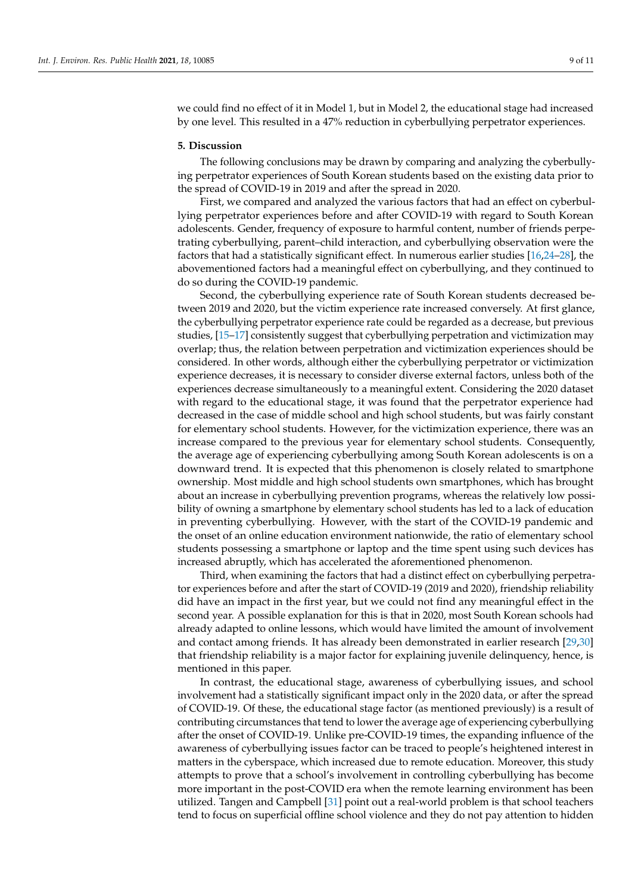we could find no effect of it in Model 1, but in Model 2, the educational stage had increased by one level. This resulted in a 47% reduction in cyberbullying perpetrator experiences.

## 5. Discussion

The following conclusions may be drawn by comparing and analyzing the cyberbullying perpetrator experiences of South Korean students based on the existing data prior to the spread of COVID-19 in 2019 and after the spread in 2020.

First, we compared and analyzed the various factors that had an effect on cyberbullying perpetrator experiences before and after COVID-19 with regard to South Korean adolescents. Gender, frequency of exposure to harmful content, number of friends perpetrating cyberbullying, parent–child interaction, and cyberbullying observation were the factors that had a statistically significant effect. In numerous earlier studies [16,24–28], the abovementioned factors had a meaningful effect on cyberbullying, and they continued to do so during the COVID-19 pandemic.

Second, the cyberbullying experience rate of South Korean students decreased between 2019 and 2020, but the victim experience rate increased conversely. At first glance, the cyberbullying perpetrator experience rate could be regarded as a decrease, but previous studies, [15–17] consistently suggest that cyberbullying perpetration and victimization may overlap; thus, the relation between perpetration and victimization experiences should be considered. In other words, although either the cyberbullying perpetrator or victimization experience decreases, it is necessary to consider diverse external factors, unless both of the experiences decrease simultaneously to a meaningful extent. Considering the 2020 dataset with regard to the educational stage, it was found that the perpetrator experience had decreased in the case of middle school and high school students, but was fairly constant for elementary school students. However, for the victimization experience, there was an increase compared to the previous year for elementary school students. Consequently, the average age of experiencing cyberbullying among South Korean adolescents is on a downward trend. It is expected that this phenomenon is closely related to smartphone ownership. Most middle and high school students own smartphones, which has brought about an increase in cyberbullying prevention programs, whereas the relatively low possibility of owning a smartphone by elementary school students has led to a lack of education in preventing cyberbullying. However, with the start of the COVID-19 pandemic and the onset of an online education environment nationwide, the ratio of elementary school students possessing a smartphone or laptop and the time spent using such devices has increased abruptly, which has accelerated the aforementioned phenomenon.

Third, when examining the factors that had a distinct effect on cyberbullying perpetrator experiences before and after the start of COVID-19 (2019 and 2020), friendship reliability did have an impact in the first year, but we could not find any meaningful effect in the second year. A possible explanation for this is that in 2020, most South Korean schools had already adapted to online lessons, which would have limited the amount of involvement and contact among friends. It has already been demonstrated in earlier research [29,30] that friendship reliability is a major factor for explaining juvenile delinquency, hence, is mentioned in this paper.

In contrast, the educational stage, awareness of cyberbullying issues, and school involvement had a statistically significant impact only in the 2020 data, or after the spread of COVID-19. Of these, the educational stage factor (as mentioned previously) is a result of contributing circumstances that tend to lower the average age of experiencing cyberbullying after the onset of COVID-19. Unlike pre-COVID-19 times, the expanding influence of the awareness of cyberbullying issues factor can be traced to people's heightened interest in matters in the cyberspace, which increased due to remote education. Moreover, this study attempts to prove that a school's involvement in controlling cyberbullying has become more important in the post-COVID era when the remote learning environment has been utilized. Tangen and Campbell [31] point out a real-world problem is that school teachers tend to focus on superficial offline school violence and they do not pay attention to hidden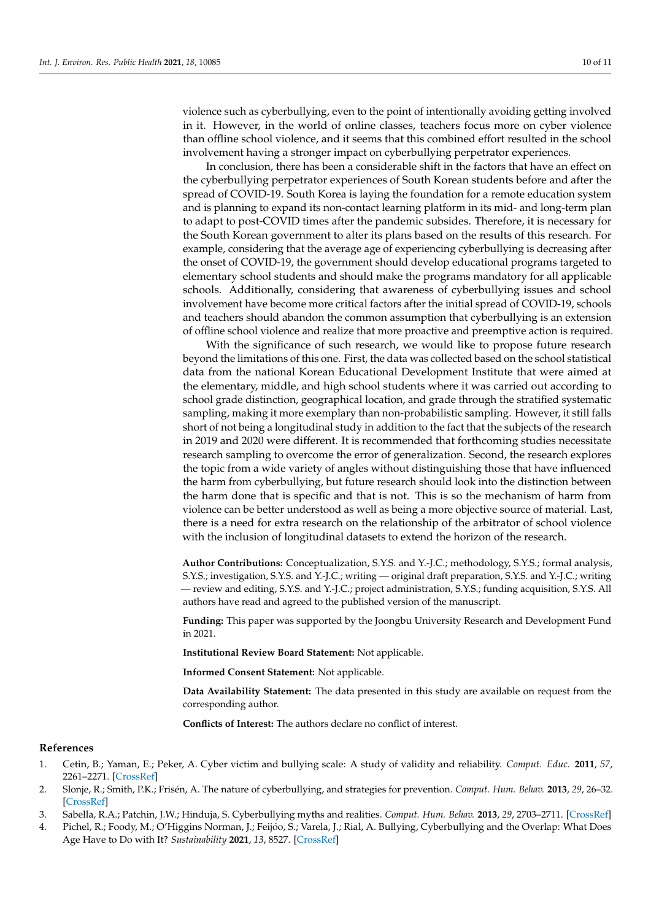violence such as cyberbullying, even to the point of intentionally avoiding getting involved in it. However, in the world of online classes, teachers focus more on cyber violence than offline school violence, and it seems that this combined effort resulted in the school involvement having a stronger impact on cyberbullying perpetrator experiences.

In conclusion, there has been a considerable shift in the factors that have an effect on the cyberbullying perpetrator experiences of South Korean students before and after the spread of COVID-19. South Korea is laying the foundation for a remote education system and is planning to expand its non-contact learning platform in its mid- and long-term plan to adapt to post-COVID times after the pandemic subsides. Therefore, it is necessary for the South Korean government to alter its plans based on the results of this research. For example, considering that the average age of experiencing cyberbullying is decreasing after the onset of COVID-19, the government should develop educational programs targeted to elementary school students and should make the programs mandatory for all applicable schools. Additionally, considering that awareness of cyberbullying issues and school involvement have become more critical factors after the initial spread of COVID-19, schools and teachers should abandon the common assumption that cyberbullying is an extension of offline school violence and realize that more proactive and preemptive action is required.

With the significance of such research, we would like to propose future research beyond the limitations of this one. First, the data was collected based on the school statistical data from the national Korean Educational Development Institute that were aimed at the elementary, middle, and high school students where it was carried out according to school grade distinction, geographical location, and grade through the stratified systematic sampling, making it more exemplary than non-probabilistic sampling. However, it still falls short of not being a longitudinal study in addition to the fact that the subjects of the research in 2019 and 2020 were different. It is recommended that forthcoming studies necessitate research sampling to overcome the error of generalization. Second, the research explores the topic from a wide variety of angles without distinguishing those that have influenced the harm from cyberbullying, but future research should look into the distinction between the harm done that is specific and that is not. This is so the mechanism of harm from violence can be better understood as well as being a more objective source of material. Last, there is a need for extra research on the relationship of the arbitrator of school violence with the inclusion of longitudinal datasets to extend the horizon of the research.

**Author Contributions:** Conceptualization, S.Y.S. and Y.-J.C.; methodology, S.Y.S.; formal analysis, S.Y.S.; investigation, S.Y.S. and Y.-J.C.; writing — original draft preparation, S.Y.S. and Y.-J.C.; writing — review and editing, S.Y.S. and Y.-J.C.; project administration, S.Y.S.; funding acquisition, S.Y.S. All authors have read and agreed to the published version of the manuscript.

**Funding:** This paper was supported by the Joongbu University Research and Development Fund in 2021.

**Institutional Review Board Statement:** Not applicable.

**Informed Consent Statement:** Not applicable.

**Data Availability Statement:** The data presented in this study are available on request from the corresponding author.

**Conflicts of Interest:** The authors declare no conflict of interest.

## References

1. Cetin, B.; Yaman, E.; Peker, A. Cyber victim and bullying scale: A study of validity and reliability. *Comput. Educ.* **2011**, *57*, 2261–2271. [CrossRef]
2. Slonje, R.; Smith, P.K.; Frisén, A. The nature of cyberbullying, and strategies for prevention. *Comput. Hum. Behav.* **2013**, *29*, 26–32. [CrossRef]
3. Sabella, R.A.; Patchin, J.W.; Hinduja, S. Cyberbullying myths and realities. *Comput. Hum. Behav.* **2013**, *29*, 2703–2711. [CrossRef]
4. Pichel, R.; Foody, M.; O'Higgins Norman, J.; Feijóo, S.; Varela, J.; Rial, A. Bullying, Cyberbullying and the Overlap: What Does Age Have to Do with It? *Sustainability* **2021**, *13*, 8527. [CrossRef]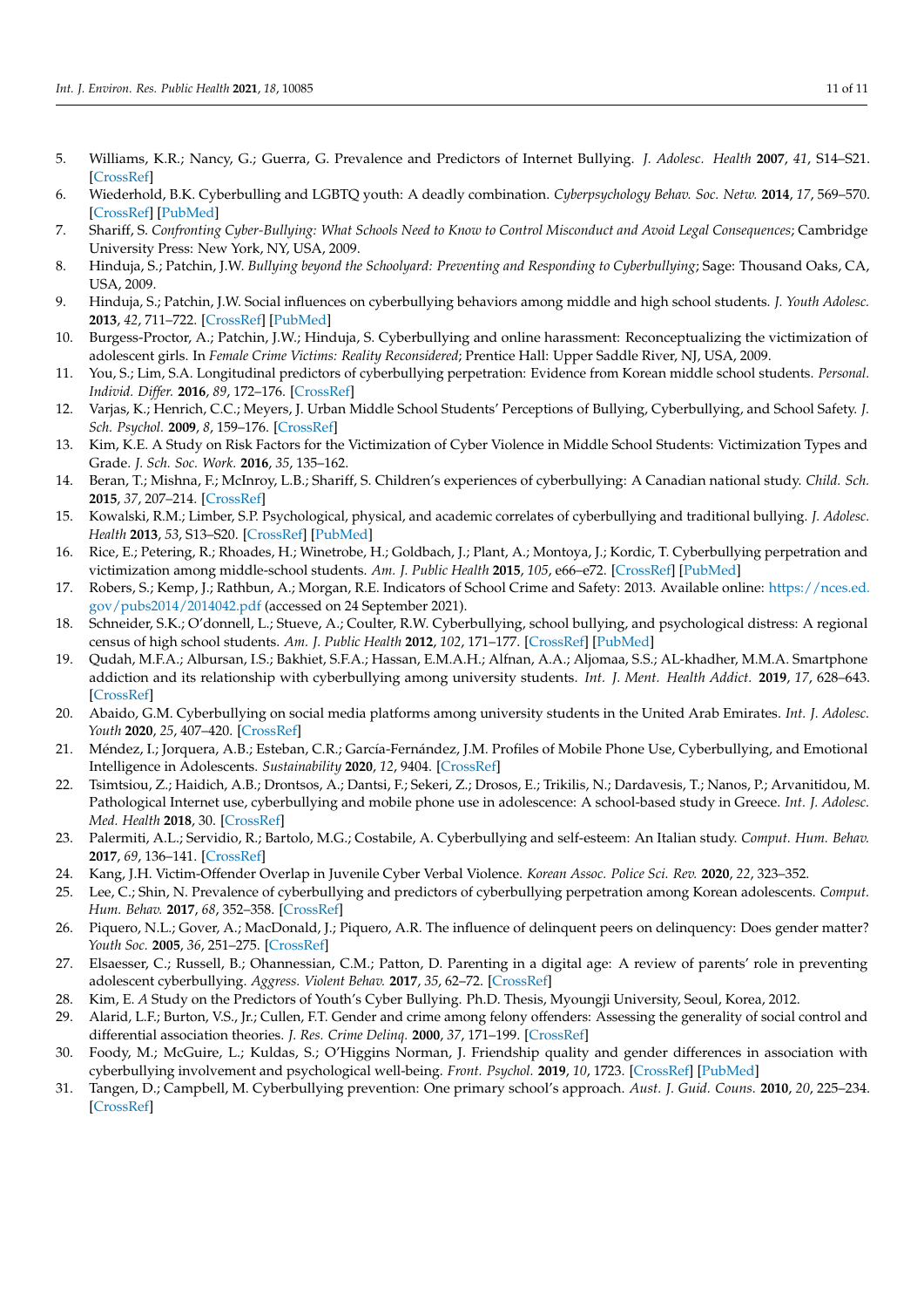5. Williams, K.R.; Nancy, G.; Guerra, G. Prevalence and Predictors of Internet Bullying. *J. Adolesc. Health* **2007**, *41*, S14–S21. [CrossRef]
6. Wiederhold, B.K. Cyberbulling and LGBTQ youth: A deadly combination. *Cyberpsychology Behav. Soc. Netw.* **2014**, *17*, 569–570. [CrossRef] [PubMed]
7. Shariff, S. *Confronting Cyber-Bullying: What Schools Need to Know to Control Misconduct and Avoid Legal Consequences*; Cambridge University Press: New York, NY, USA, 2009.
8. Hinduja, S.; Patchin, J.W. *Bullying beyond the Schoolyard: Preventing and Responding to Cyberbullying*; Sage: Thousand Oaks, CA, USA, 2009.
9. Hinduja, S.; Patchin, J.W. Social influences on cyberbullying behaviors among middle and high school students. *J. Youth Adolesc.* **2013**, *42*, 711–722. [CrossRef] [PubMed]
10. Burgess-Proctor, A.; Patchin, J.W.; Hinduja, S. Cyberbullying and online harassment: Reconceptualizing the victimization of adolescent girls. In *Female Crime Victims: Reality Reconsidered*; Prentice Hall: Upper Saddle River, NJ, USA, 2009.
11. You, S.; Lim, S.A. Longitudinal predictors of cyberbullying perpetration: Evidence from Korean middle school students. *Personal. Individ. Differ.* **2016**, *89*, 172–176. [CrossRef]
12. Varjas, K.; Henrich, C.C.; Meyers, J. Urban Middle School Students' Perceptions of Bullying, Cyberbullying, and School Safety. *J. Sch. Psychol.* **2009**, *8*, 159–176. [CrossRef]
13. Kim, K.E. A Study on Risk Factors for the Victimization of Cyber Violence in Middle School Students: Victimization Types and Grade. *J. Sch. Soc. Work.* **2016**, *35*, 135–162.
14. Beran, T.; Mishna, F.; McInroy, L.B.; Shariff, S. Children's experiences of cyberbullying: A Canadian national study. *Child. Sch.* **2015**, *37*, 207–214. [CrossRef]
15. Kowalski, R.M.; Limber, S.P. Psychological, physical, and academic correlates of cyberbullying and traditional bullying. *J. Adolesc. Health* **2013**, *53*, S13–S20. [CrossRef] [PubMed]
16. Rice, E.; Petering, R.; Rhoades, H.; Winetrobe, H.; Goldbach, J.; Plant, A.; Montoya, J.; Kordic, T. Cyberbullying perpetration and victimization among middle-school students. *Am. J. Public Health* **2015**, *105*, e66–e72. [CrossRef] [PubMed]
17. Robers, S.; Kemp, J.; Rathbun, A.; Morgan, R.E. Indicators of School Crime and Safety: 2013. Available online: https://nces.ed.gov/pubs2014/2014042.pdf (accessed on 24 September 2021).
18. Schneider, S.K.; O'donnell, L.; Stueve, A.; Coulter, R.W. Cyberbullying, school bullying, and psychological distress: A regional census of high school students. *Am. J. Public Health* **2012**, *102*, 171–177. [CrossRef] [PubMed]
19. Qudah, M.F.A.; Albursan, I.S.; Bakhiet, S.F.A.; Hassan, E.M.A.H.; Alfnan, A.A.; Aljomaa, S.S.; AL-khadher, M.M.A. Smartphone addiction and its relationship with cyberbullying among university students. *Int. J. Ment. Health Addict.* **2019**, *17*, 628–643. [CrossRef]
20. Abaido, G.M. Cyberbullying on social media platforms among university students in the United Arab Emirates. *Int. J. Adolesc. Youth* **2020**, *25*, 407–420. [CrossRef]
21. Méndez, I.; Jorquera, A.B.; Esteban, C.R.; García-Fernández, J.M. Profiles of Mobile Phone Use, Cyberbullying, and Emotional Intelligence in Adolescents. *Sustainability* **2020**, *12*, 9404. [CrossRef]
22. Tsimtsiou, Z.; Haidich, A.B.; Drontsos, A.; Dantsi, F.; Sekeri, Z.; Drosos, E.; Trikilis, N.; Dardavesis, T.; Nanos, P.; Arvanitidou, M. Pathological Internet use, cyberbullying and mobile phone use in adolescence: A school-based study in Greece. *Int. J. Adolesc. Med. Health* **2018**, 30. [CrossRef]
23. Palermiti, A.L.; Servidio, R.; Bartolo, M.G.; Costabile, A. Cyberbullying and self-esteem: An Italian study. *Comput. Hum. Behav.* **2017**, *69*, 136–141. [CrossRef]
24. Kang, J.H. Victim-Offender Overlap in Juvenile Cyber Verbal Violence. *Korean Assoc. Police Sci. Rev.* **2020**, *22*, 323–352.
25. Lee, C.; Shin, N. Prevalence of cyberbullying and predictors of cyberbullying perpetration among Korean adolescents. *Comput. Hum. Behav.* **2017**, *68*, 352–358. [CrossRef]
26. Piquero, N.L.; Gover, A.; MacDonald, J.; Piquero, A.R. The influence of delinquent peers on delinquency: Does gender matter? *Youth Soc.* **2005**, *36*, 251–275. [CrossRef]
27. Elsaesser, C.; Russell, B.; Ohannessian, C.M.; Patton, D. Parenting in a digital age: A review of parents' role in preventing adolescent cyberbullying. *Aggress. Violent Behav.* **2017**, *35*, 62–72. [CrossRef]
28. Kim, E. *A* Study on the Predictors of Youth's Cyber Bullying. Ph.D. Thesis, Myoungji University, Seoul, Korea, 2012.
29. Alarid, L.F.; Burton, V.S., Jr.; Cullen, F.T. Gender and crime among felony offenders: Assessing the generality of social control and differential association theories. *J. Res. Crime Delinq.* **2000**, *37*, 171–199. [CrossRef]
30. Foody, M.; McGuire, L.; Kuldas, S.; O'Higgins Norman, J. Friendship quality and gender differences in association with cyberbullying involvement and psychological well-being. *Front. Psychol.* **2019**, *10*, 1723. [CrossRef] [PubMed]
31. Tangen, D.; Campbell, M. Cyberbullying prevention: One primary school's approach. *Aust. J. Guid. Couns.* **2010**, *20*, 225–234. [CrossRef]